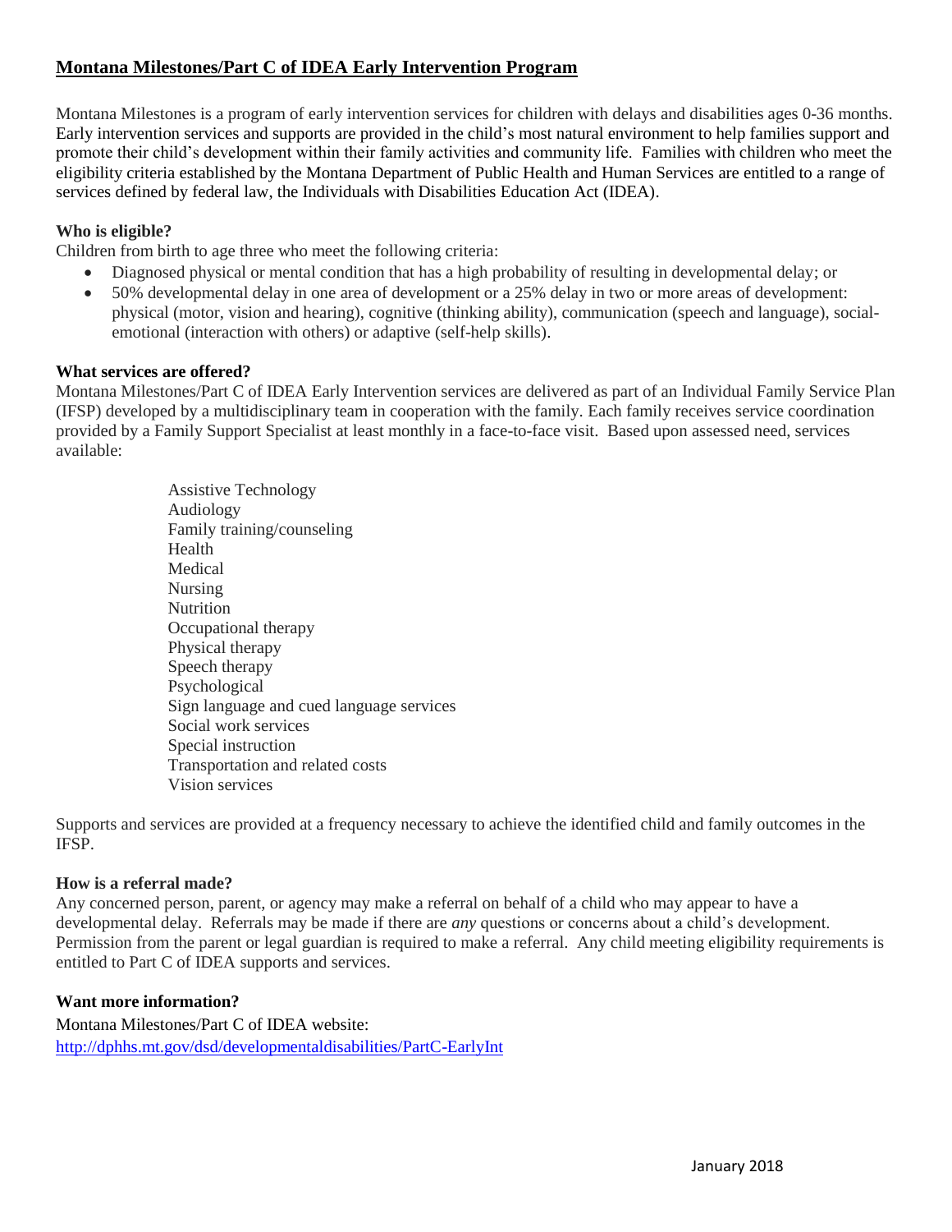# Montana Milestones/Part C of IDEA Early Intervention Program

Montana Milestones is a program of early intervention services for children with delays and disabilities ages 0-36 months. Early intervention services and supports are provided in the child's most natural environment to help families support and promote their child's development within their family activities and community life. Families with children who meet the eligibility criteria established by the Montana Department of Public Health and Human Services are entitled to a range of services defined by federal law, the Individuals with Disabilities Education Act (IDEA).

**Who is eligible?**

Children from birth to age three who meet the following criteria:

- Diagnosed physical or mental condition that has a high probability of resulting in developmental delay; or
- 50% developmental delay in one area of development or a 25% delay in two or more areas of development: physical (motor, vision and hearing), cognitive (thinking ability), communication (speech and language), social-emotional (interaction with others) or adaptive (self-help skills).

**What services are offered?**

Montana Milestones/Part C of IDEA Early Intervention services are delivered as part of an Individual Family Service Plan (IFSP) developed by a multidisciplinary team in cooperation with the family. Each family receives service coordination provided by a Family Support Specialist at least monthly in a face-to-face visit. Based upon assessed need, services available:

Assistive Technology
Audiology
Family training/counseling
Health
Medical
Nursing
Nutrition
Occupational therapy
Physical therapy
Speech therapy
Psychological
Sign language and cued language services
Social work services
Special instruction
Transportation and related costs
Vision services

Supports and services are provided at a frequency necessary to achieve the identified child and family outcomes in the IFSP.

**How is a referral made?**

Any concerned person, parent, or agency may make a referral on behalf of a child who may appear to have a developmental delay. Referrals may be made if there are *any* questions or concerns about a child's development. Permission from the parent or legal guardian is required to make a referral. Any child meeting eligibility requirements is entitled to Part C of IDEA supports and services.

**Want more information?**

Montana Milestones/Part C of IDEA website:
[http://dphhs.mt.gov/dsd/developmentaldisabilities/PartC-EarlyInt](http://dphhs.mt.gov/dsd/developmentaldisabilities/PartC-EarlyInt)

January 2018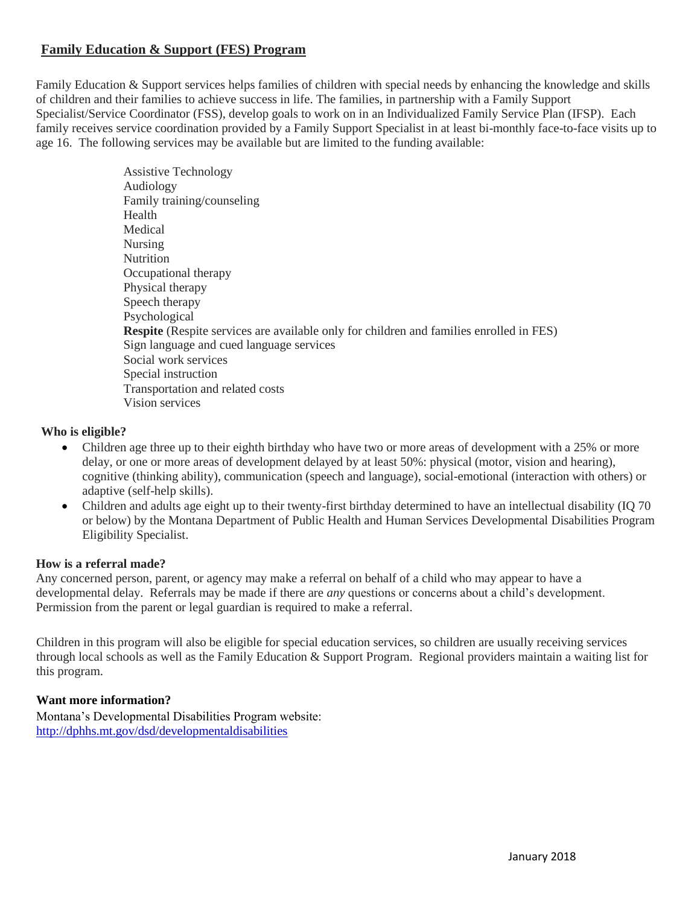## Family Education & Support (FES) Program

Family Education & Support services helps families of children with special needs by enhancing the knowledge and skills of children and their families to achieve success in life. The families, in partnership with a Family Support Specialist/Service Coordinator (FSS), develop goals to work on in an Individualized Family Service Plan (IFSP). Each family receives service coordination provided by a Family Support Specialist in at least bi-monthly face-to-face visits up to age 16. The following services may be available but are limited to the funding available:

Assistive Technology
Audiology
Family training/counseling
Health
Medical
Nursing
Nutrition
Occupational therapy
Physical therapy
Speech therapy
Psychological
**Respite** (Respite services are available only for children and families enrolled in FES)
Sign language and cued language services
Social work services
Special instruction
Transportation and related costs
Vision services

**Who is eligible?**

- Children age three up to their eighth birthday who have two or more areas of development with a 25% or more delay, or one or more areas of development delayed by at least 50%: physical (motor, vision and hearing), cognitive (thinking ability), communication (speech and language), social-emotional (interaction with others) or adaptive (self-help skills).
- Children and adults age eight up to their twenty-first birthday determined to have an intellectual disability (IQ 70 or below) by the Montana Department of Public Health and Human Services Developmental Disabilities Program Eligibility Specialist.

**How is a referral made?**

Any concerned person, parent, or agency may make a referral on behalf of a child who may appear to have a developmental delay. Referrals may be made if there are *any* questions or concerns about a child's development. Permission from the parent or legal guardian is required to make a referral.

Children in this program will also be eligible for special education services, so children are usually receiving services through local schools as well as the Family Education & Support Program. Regional providers maintain a waiting list for this program.

**Want more information?**

Montana's Developmental Disabilities Program website:
[http://dphhs.mt.gov/dsd/developmentaldisabilities](http://dphhs.mt.gov/dsd/developmentaldisabilities)

January 2018